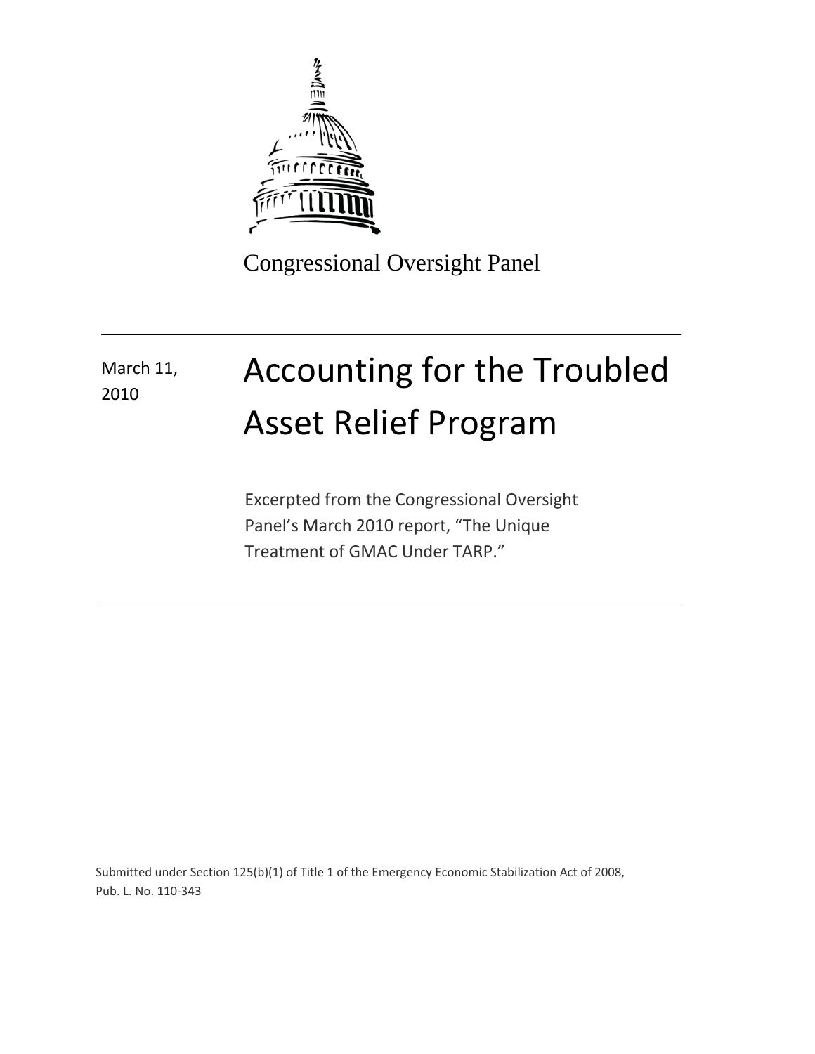Congressional Oversight Panel

March 11, 2010

# Accounting for the Troubled Asset Relief Program

Excerpted from the Congressional Oversight Panel's March 2010 report, "The Unique Treatment of GMAC Under TARP."

Submitted under Section 125(b)(1) of Title 1 of the Emergency Economic Stabilization Act of 2008, Pub. L. No. 110-343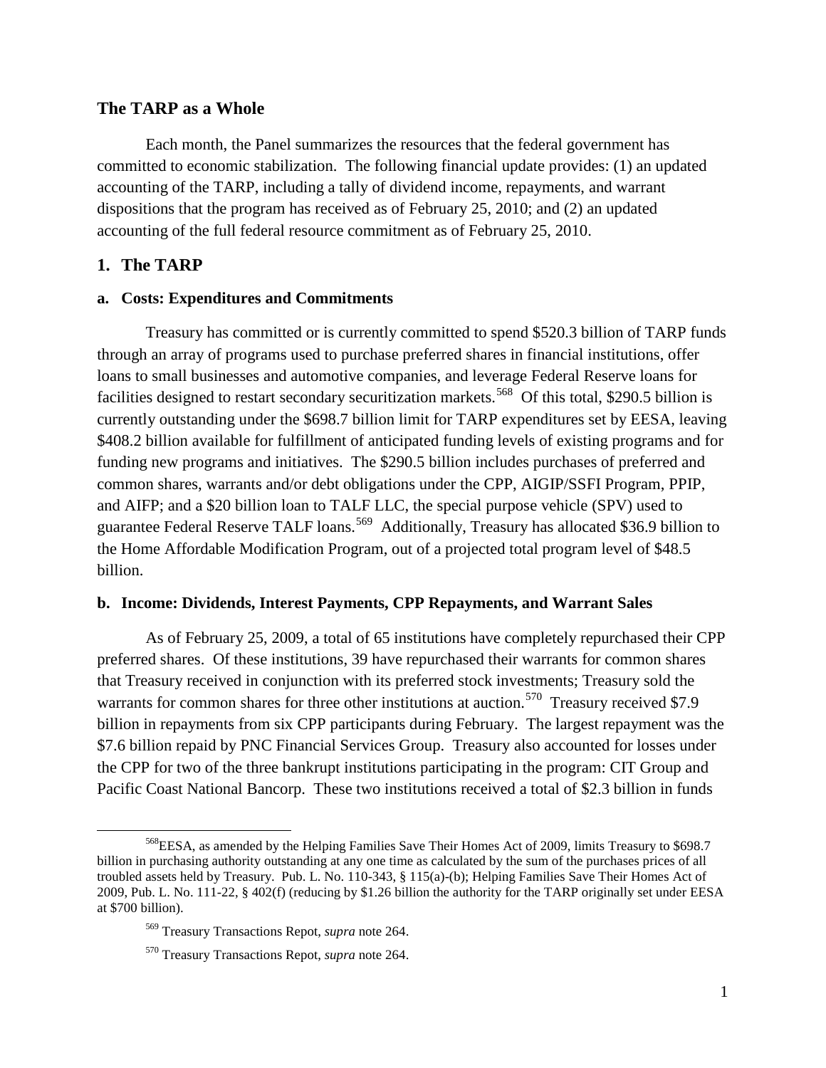## The TARP as a Whole

Each month, the Panel summarizes the resources that the federal government has committed to economic stabilization. The following financial update provides: (1) an updated accounting of the TARP, including a tally of dividend income, repayments, and warrant dispositions that the program has received as of February 25, 2010; and (2) an updated accounting of the full federal resource commitment as of February 25, 2010.

## 1. The TARP

### a. Costs: Expenditures and Commitments

Treasury has committed or is currently committed to spend $520.3 billion of TARP funds through an array of programs used to purchase preferred shares in financial institutions, offer loans to small businesses and automotive companies, and leverage Federal Reserve loans for facilities designed to restart secondary securitization markets.[568] Of this total, $290.5 billion is currently outstanding under the $698.7 billion limit for TARP expenditures set by EESA, leaving $408.2 billion available for fulfillment of anticipated funding levels of existing programs and for funding new programs and initiatives. The $290.5 billion includes purchases of preferred and common shares, warrants and/or debt obligations under the CPP, AIGIP/SSFI Program, PPIP, and AIFP; and a $20 billion loan to TALF LLC, the special purpose vehicle (SPV) used to guarantee Federal Reserve TALF loans.[569] Additionally, Treasury has allocated $36.9 billion to the Home Affordable Modification Program, out of a projected total program level of $48.5 billion.

### b. Income: Dividends, Interest Payments, CPP Repayments, and Warrant Sales

As of February 25, 2009, a total of 65 institutions have completely repurchased their CPP preferred shares. Of these institutions, 39 have repurchased their warrants for common shares that Treasury received in conjunction with its preferred stock investments; Treasury sold the warrants for common shares for three other institutions at auction.[570] Treasury received $7.9 billion in repayments from six CPP participants during February. The largest repayment was the $7.6 billion repaid by PNC Financial Services Group. Treasury also accounted for losses under the CPP for two of the three bankrupt institutions participating in the program: CIT Group and Pacific Coast National Bancorp. These two institutions received a total of $2.3 billion in funds

---

[568] EESA, as amended by the Helping Families Save Their Homes Act of 2009, limits Treasury to $698.7 billion in purchasing authority outstanding at any one time as calculated by the sum of the purchases prices of all troubled assets held by Treasury. Pub. L. No. 110-343, § 115(a)-(b); Helping Families Save Their Homes Act of 2009, Pub. L. No. 111-22, § 402(f) (reducing by $1.26 billion the authority for the TARP originally set under EESA at $700 billion).

[569] Treasury Transactions Repot, *supra* note 264.

[570] Treasury Transactions Repot, *supra* note 264.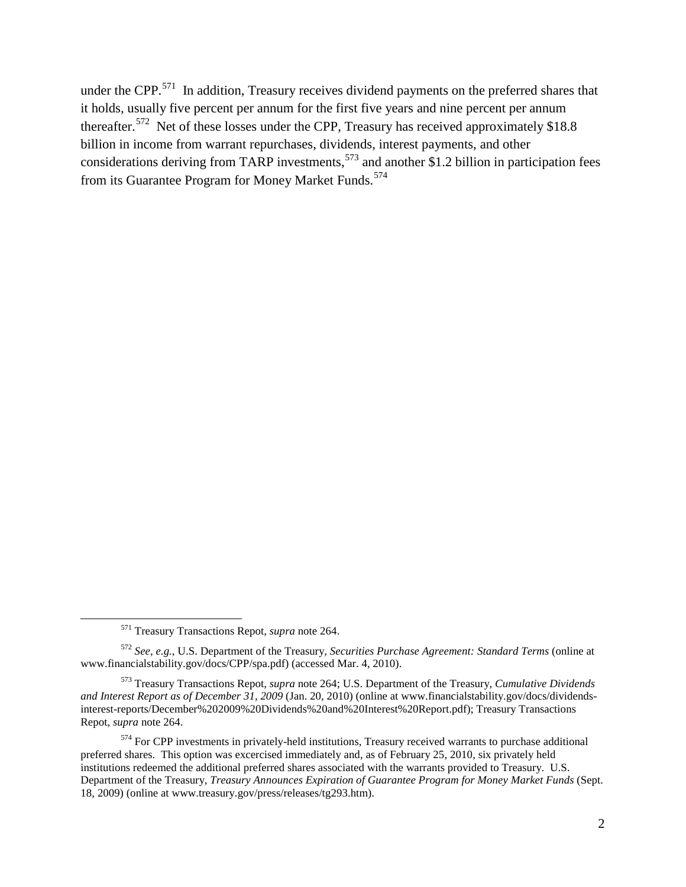under the CPP.[571] In addition, Treasury receives dividend payments on the preferred shares that it holds, usually five percent per annum for the first five years and nine percent per annum thereafter.[572] Net of these losses under the CPP, Treasury has received approximately $18.8 billion in income from warrant repurchases, dividends, interest payments, and other considerations deriving from TARP investments,[573] and another $1.2 billion in participation fees from its Guarantee Program for Money Market Funds.[574]

---

[571] Treasury Transactions Repot, *supra* note 264.

[572] *See, e.g.*, U.S. Department of the Treasury, *Securities Purchase Agreement: Standard Terms* (online at www.financialstability.gov/docs/CPP/spa.pdf) (accessed Mar. 4, 2010).

[573] Treasury Transactions Repot, *supra* note 264; U.S. Department of the Treasury, *Cumulative Dividends and Interest Report as of December 31, 2009* (Jan. 20, 2010) (online at www.financialstability.gov/docs/dividends-interest-reports/December%202009%20Dividends%20and%20Interest%20Report.pdf); Treasury Transactions Repot, *supra* note 264.

[574] For CPP investments in privately-held institutions, Treasury received warrants to purchase additional preferred shares. This option was excercised immediately and, as of February 25, 2010, six privately held institutions redeemed the additional preferred shares associated with the warrants provided to Treasury. U.S. Department of the Treasury, *Treasury Announces Expiration of Guarantee Program for Money Market Funds* (Sept. 18, 2009) (online at www.treasury.gov/press/releases/tg293.htm).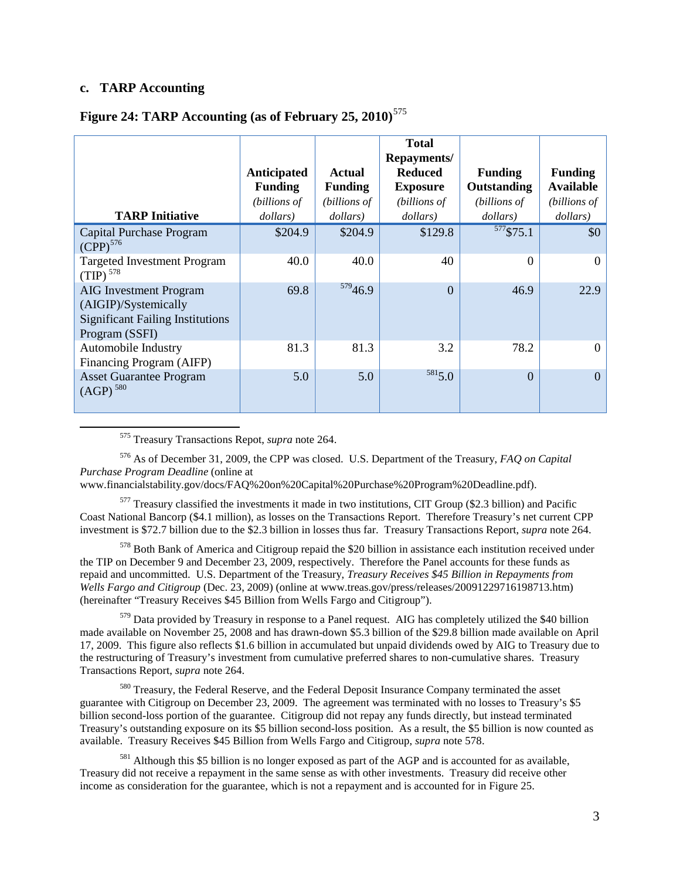### c. TARP Accounting

**Figure 24: TARP Accounting (as of February 25, 2010)**[575]

| TARP Initiative | Anticipated Funding *(billions of dollars)* | Actual Funding *(billions of dollars)* | Total Repayments/ Reduced Exposure *(billions of dollars)* | Funding Outstanding *(billions of dollars)* | Funding Available *(billions of dollars)* |
|---|---|---|---|---|---|
| Capital Purchase Program (CPP)[576] | $204.9 | $204.9 | $129.8 | [577]$75.1 | $0 |
| Targeted Investment Program (TIP)[578] | 40.0 | 40.0 | 40 | 0 | 0 |
| AIG Investment Program (AIGIP)/Systemically Significant Failing Institutions Program (SSFI) | 69.8 | [579]46.9 | 0 | 46.9 | 22.9 |
| Automobile Industry Financing Program (AIFP) | 81.3 | 81.3 | 3.2 | 78.2 | 0 |
| Asset Guarantee Program (AGP)[580] | 5.0 | 5.0 | [581]5.0 | 0 | 0 |

---

[575] Treasury Transactions Repot, *supra* note 264.

[576] As of December 31, 2009, the CPP was closed. U.S. Department of the Treasury, *FAQ on Capital Purchase Program Deadline* (online at www.financialstability.gov/docs/FAQ%20on%20Capital%20Purchase%20Program%20Deadline.pdf).

[577] Treasury classified the investments it made in two institutions, CIT Group ($2.3 billion) and Pacific Coast National Bancorp ($4.1 million), as losses on the Transactions Report. Therefore Treasury's net current CPP investment is $72.7 billion due to the $2.3 billion in losses thus far. Treasury Transactions Report, *supra* note 264.

[578] Both Bank of America and Citigroup repaid the $20 billion in assistance each institution received under the TIP on December 9 and December 23, 2009, respectively. Therefore the Panel accounts for these funds as repaid and uncommitted. U.S. Department of the Treasury, *Treasury Receives $45 Billion in Repayments from Wells Fargo and Citigroup* (Dec. 23, 2009) (online at www.treas.gov/press/releases/20091229716198713.htm) (hereinafter "Treasury Receives $45 Billion from Wells Fargo and Citigroup").

[579] Data provided by Treasury in response to a Panel request. AIG has completely utilized the $40 billion made available on November 25, 2008 and has drawn-down $5.3 billion of the $29.8 billion made available on April 17, 2009. This figure also reflects $1.6 billion in accumulated but unpaid dividends owed by AIG to Treasury due to the restructuring of Treasury's investment from cumulative preferred shares to non-cumulative shares. Treasury Transactions Report, *supra* note 264.

[580] Treasury, the Federal Reserve, and the Federal Deposit Insurance Company terminated the asset guarantee with Citigroup on December 23, 2009. The agreement was terminated with no losses to Treasury's $5 billion second-loss portion of the guarantee. Citigroup did not repay any funds directly, but instead terminated Treasury's outstanding exposure on its $5 billion second-loss position. As a result, the $5 billion is now counted as available. Treasury Receives $45 Billion from Wells Fargo and Citigroup, *supra* note 578.

[581] Although this $5 billion is no longer exposed as part of the AGP and is accounted for as available, Treasury did not receive a repayment in the same sense as with other investments. Treasury did receive other income as consideration for the guarantee, which is not a repayment and is accounted for in Figure 25.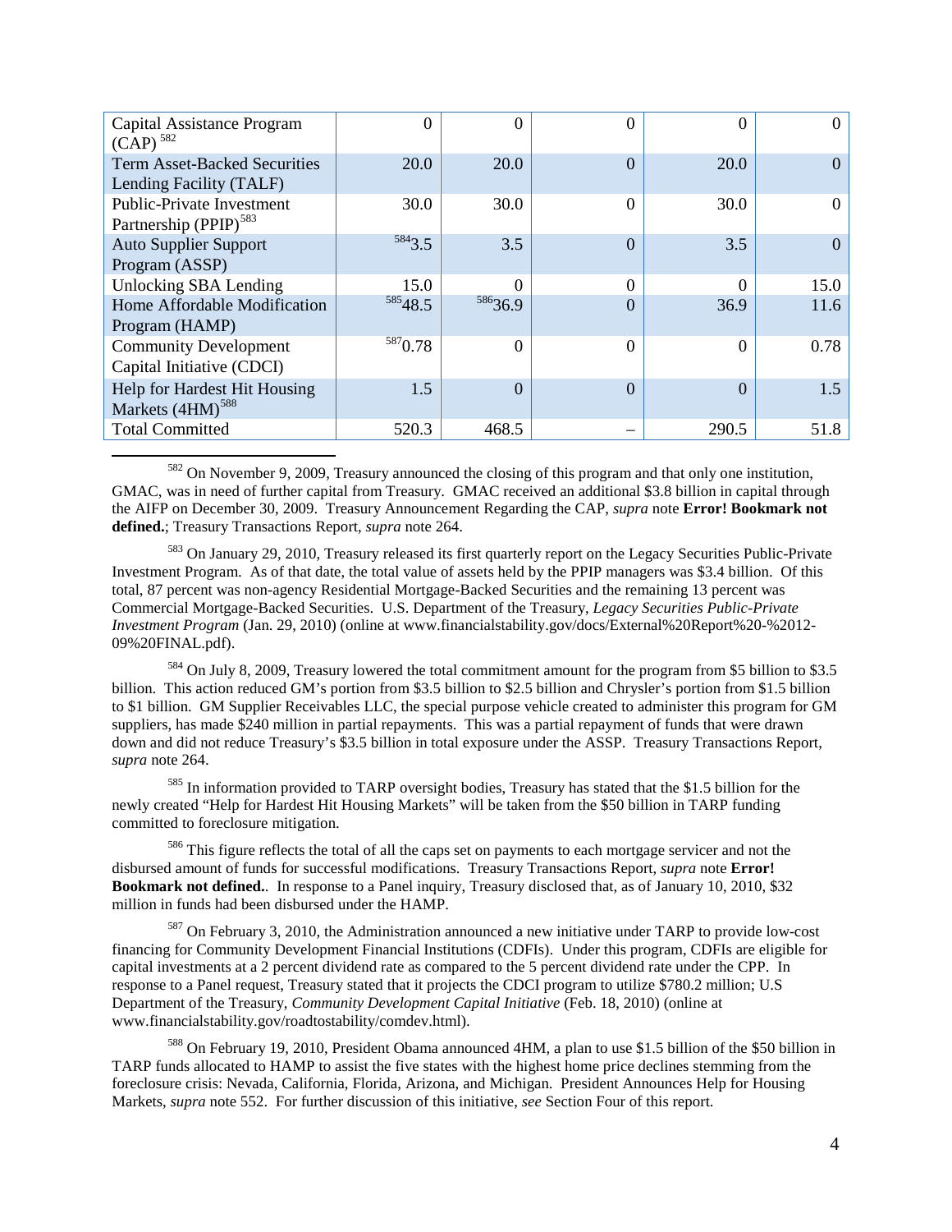| | | | | | |
|---|---|---|---|---|---|
| Capital Assistance Program (CAP) [582] | 0 | 0 | 0 | 0 | 0 |
| Term Asset-Backed Securities Lending Facility (TALF) | 20.0 | 20.0 | 0 | 20.0 | 0 |
| Public-Private Investment Partnership (PPIP)[583] | 30.0 | 30.0 | 0 | 30.0 | 0 |
| Auto Supplier Support Program (ASSP) | [584]3.5 | 3.5 | 0 | 3.5 | 0 |
| Unlocking SBA Lending | 15.0 | 0 | 0 | 0 | 15.0 |
| Home Affordable Modification Program (HAMP) | [585]48.5 | [586]36.9 | 0 | 36.9 | 11.6 |
| Community Development Capital Initiative (CDCI) | [587]0.78 | 0 | 0 | 0 | 0.78 |
| Help for Hardest Hit Housing Markets (4HM)[588] | 1.5 | 0 | 0 | 0 | 1.5 |
| Total Committed | 520.3 | 468.5 | – | 290.5 | 51.8 |

[582] On November 9, 2009, Treasury announced the closing of this program and that only one institution, GMAC, was in need of further capital from Treasury. GMAC received an additional $3.8 billion in capital through the AIFP on December 30, 2009. Treasury Announcement Regarding the CAP, *supra* note **Error! Bookmark not defined.**; Treasury Transactions Report, *supra* note 264.

[583] On January 29, 2010, Treasury released its first quarterly report on the Legacy Securities Public-Private Investment Program. As of that date, the total value of assets held by the PPIP managers was $3.4 billion. Of this total, 87 percent was non-agency Residential Mortgage-Backed Securities and the remaining 13 percent was Commercial Mortgage-Backed Securities. U.S. Department of the Treasury, *Legacy Securities Public-Private Investment Program* (Jan. 29, 2010) (online at www.financialstability.gov/docs/External%20Report%20-%2012-09%20FINAL.pdf).

[584] On July 8, 2009, Treasury lowered the total commitment amount for the program from $5 billion to $3.5 billion. This action reduced GM's portion from $3.5 billion to $2.5 billion and Chrysler's portion from $1.5 billion to $1 billion. GM Supplier Receivables LLC, the special purpose vehicle created to administer this program for GM suppliers, has made $240 million in partial repayments. This was a partial repayment of funds that were drawn down and did not reduce Treasury's $3.5 billion in total exposure under the ASSP. Treasury Transactions Report, *supra* note 264.

[585] In information provided to TARP oversight bodies, Treasury has stated that the $1.5 billion for the newly created "Help for Hardest Hit Housing Markets" will be taken from the $50 billion in TARP funding committed to foreclosure mitigation.

[586] This figure reflects the total of all the caps set on payments to each mortgage servicer and not the disbursed amount of funds for successful modifications. Treasury Transactions Report, *supra* note **Error! Bookmark not defined.**. In response to a Panel inquiry, Treasury disclosed that, as of January 10, 2010, $32 million in funds had been disbursed under the HAMP.

[587] On February 3, 2010, the Administration announced a new initiative under TARP to provide low-cost financing for Community Development Financial Institutions (CDFIs). Under this program, CDFIs are eligible for capital investments at a 2 percent dividend rate as compared to the 5 percent dividend rate under the CPP. In response to a Panel request, Treasury stated that it projects the CDCI program to utilize $780.2 million; U.S Department of the Treasury, *Community Development Capital Initiative* (Feb. 18, 2010) (online at www.financialstability.gov/roadtostability/comdev.html).

[588] On February 19, 2010, President Obama announced 4HM, a plan to use $1.5 billion of the $50 billion in TARP funds allocated to HAMP to assist the five states with the highest home price declines stemming from the foreclosure crisis: Nevada, California, Florida, Arizona, and Michigan. President Announces Help for Housing Markets, *supra* note 552. For further discussion of this initiative, *see* Section Four of this report.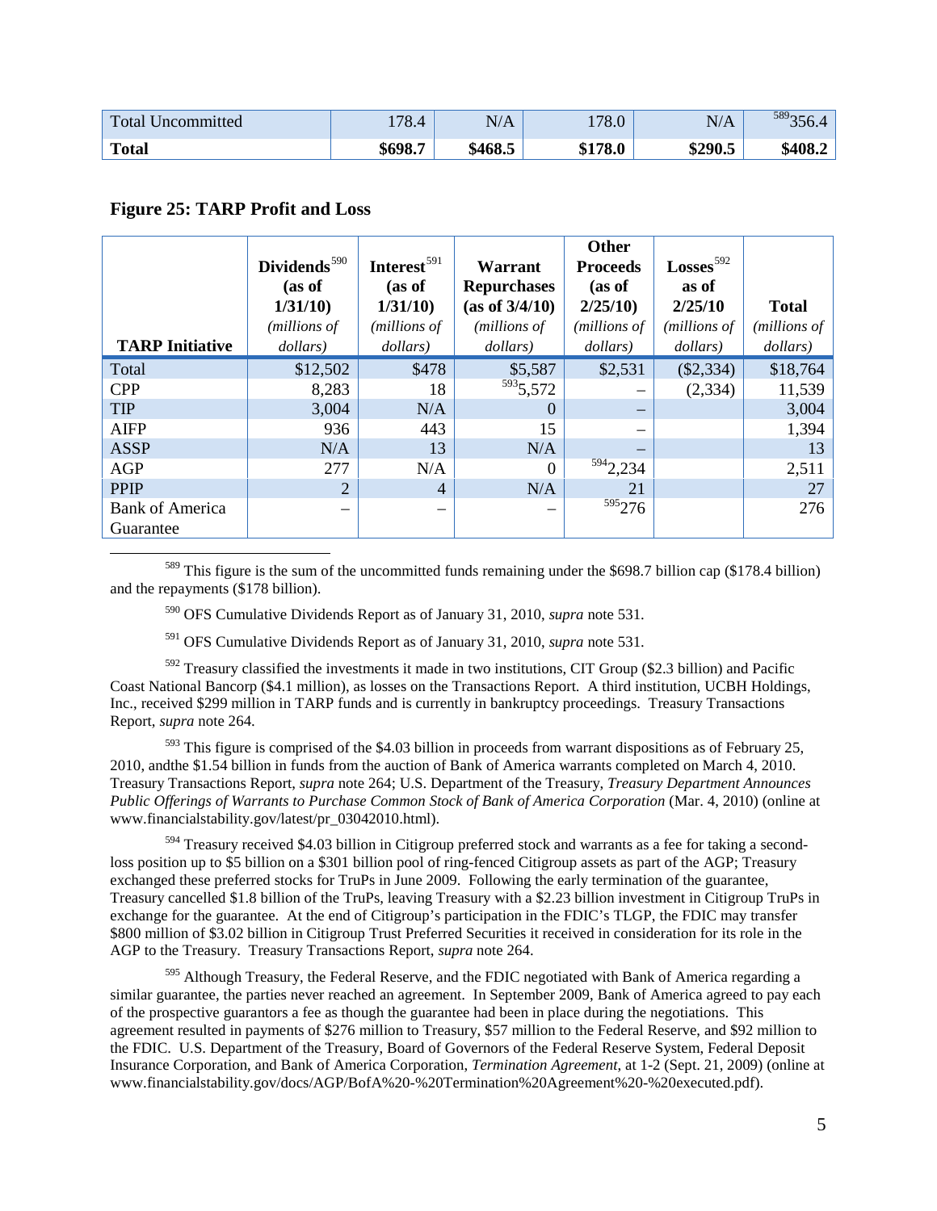| Total Uncommitted | 178.4 | N/A | 178.0 | N/A | [589]356.4 |
|---|---|---|---|---|---|
| **Total** | **$698.7** | **$468.5** | **$178.0** | **$290.5** | **$408.2** |

**Figure 25: TARP Profit and Loss**

| TARP Initiative | Dividends[590] (as of 1/31/10) *(millions of dollars)* | Interest[591] (as of 1/31/10) *(millions of dollars)* | Warrant Repurchases (as of 3/4/10) *(millions of dollars)* | Other Proceeds (as of 2/25/10) *(millions of dollars)* | Losses[592] as of 2/25/10 *(millions of dollars)* | Total *(millions of dollars)* |
|---|---|---|---|---|---|---|
| Total | $12,502 | $478 | $5,587 | $2,531 | ($2,334) | $18,764 |
| CPP | 8,283 | 18 | [593]5,572 | – | (2,334) | 11,539 |
| TIP | 3,004 | N/A | 0 | – | | 3,004 |
| AIFP | 936 | 443 | 15 | – | | 1,394 |
| ASSP | N/A | 13 | N/A | – | | 13 |
| AGP | 277 | N/A | 0 | [594]2,234 | | 2,511 |
| PPIP | 2 | 4 | N/A | 21 | | 27 |
| Bank of America Guarantee | – | – | – | [595]276 | | 276 |

[589] This figure is the sum of the uncommitted funds remaining under the $698.7 billion cap ($178.4 billion) and the repayments ($178 billion).

[590] OFS Cumulative Dividends Report as of January 31, 2010, *supra* note 531.

[591] OFS Cumulative Dividends Report as of January 31, 2010, *supra* note 531.

[592] Treasury classified the investments it made in two institutions, CIT Group ($2.3 billion) and Pacific Coast National Bancorp ($4.1 million), as losses on the Transactions Report. A third institution, UCBH Holdings, Inc., received $299 million in TARP funds and is currently in bankruptcy proceedings. Treasury Transactions Report, *supra* note 264.

[593] This figure is comprised of the $4.03 billion in proceeds from warrant dispositions as of February 25, 2010, andthe $1.54 billion in funds from the auction of Bank of America warrants completed on March 4, 2010. Treasury Transactions Report, *supra* note 264; U.S. Department of the Treasury, *Treasury Department Announces Public Offerings of Warrants to Purchase Common Stock of Bank of America Corporation* (Mar. 4, 2010) (online at www.financialstability.gov/latest/pr_03042010.html).

[594] Treasury received $4.03 billion in Citigroup preferred stock and warrants as a fee for taking a second-loss position up to $5 billion on a $301 billion pool of ring-fenced Citigroup assets as part of the AGP; Treasury exchanged these preferred stocks for TruPs in June 2009. Following the early termination of the guarantee, Treasury cancelled $1.8 billion of the TruPs, leaving Treasury with a $2.23 billion investment in Citigroup TruPs in exchange for the guarantee. At the end of Citigroup's participation in the FDIC's TLGP, the FDIC may transfer $800 million of $3.02 billion in Citigroup Trust Preferred Securities it received in consideration for its role in the AGP to the Treasury. Treasury Transactions Report, *supra* note 264.

[595] Although Treasury, the Federal Reserve, and the FDIC negotiated with Bank of America regarding a similar guarantee, the parties never reached an agreement. In September 2009, Bank of America agreed to pay each of the prospective guarantors a fee as though the guarantee had been in place during the negotiations. This agreement resulted in payments of $276 million to Treasury, $57 million to the Federal Reserve, and $92 million to the FDIC. U.S. Department of the Treasury, Board of Governors of the Federal Reserve System, Federal Deposit Insurance Corporation, and Bank of America Corporation, *Termination Agreement*, at 1-2 (Sept. 21, 2009) (online at www.financialstability.gov/docs/AGP/BofA%20-%20Termination%20Agreement%20-%20executed.pdf).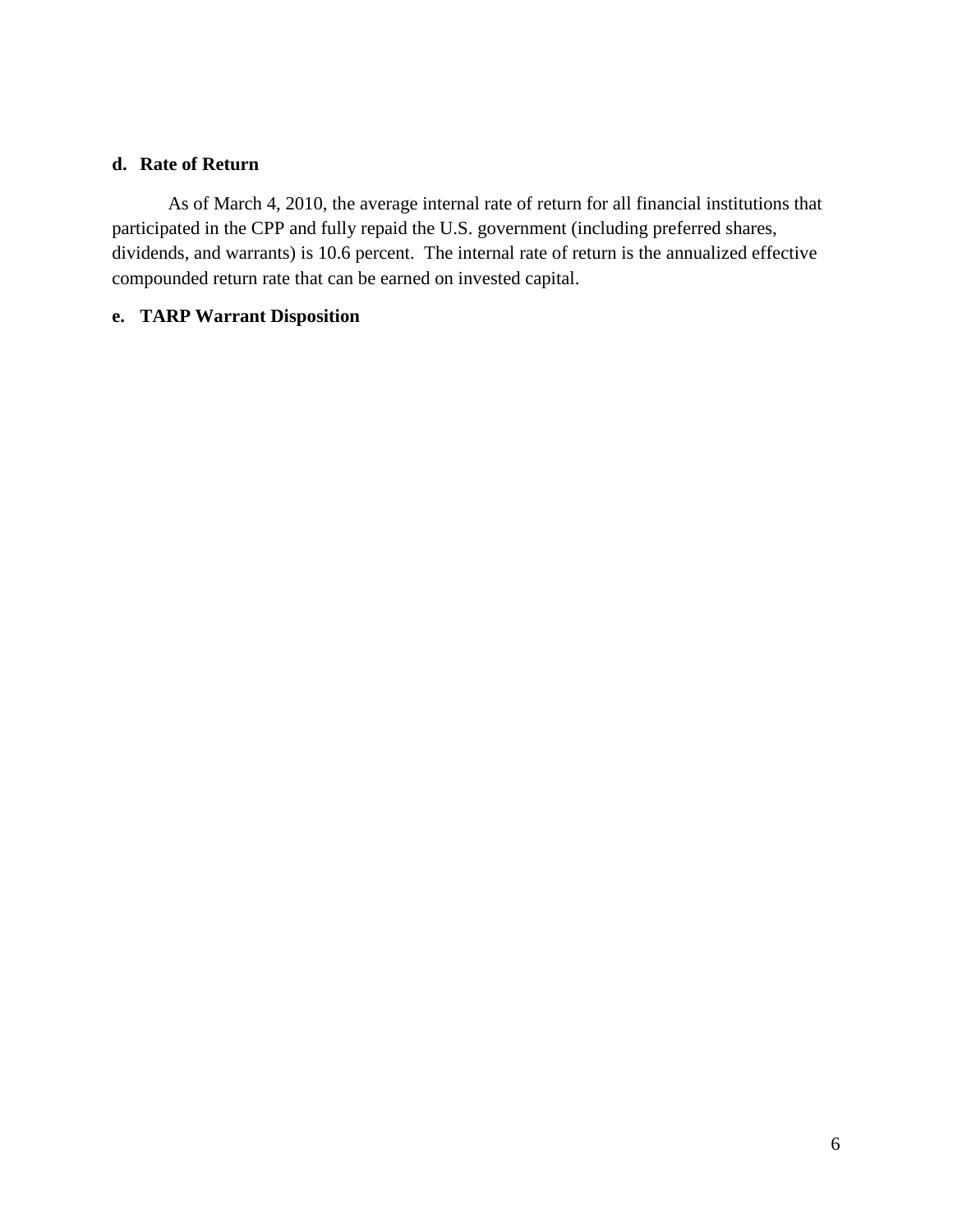### d. Rate of Return

As of March 4, 2010, the average internal rate of return for all financial institutions that participated in the CPP and fully repaid the U.S. government (including preferred shares, dividends, and warrants) is 10.6 percent. The internal rate of return is the annualized effective compounded return rate that can be earned on invested capital.

### e. TARP Warrant Disposition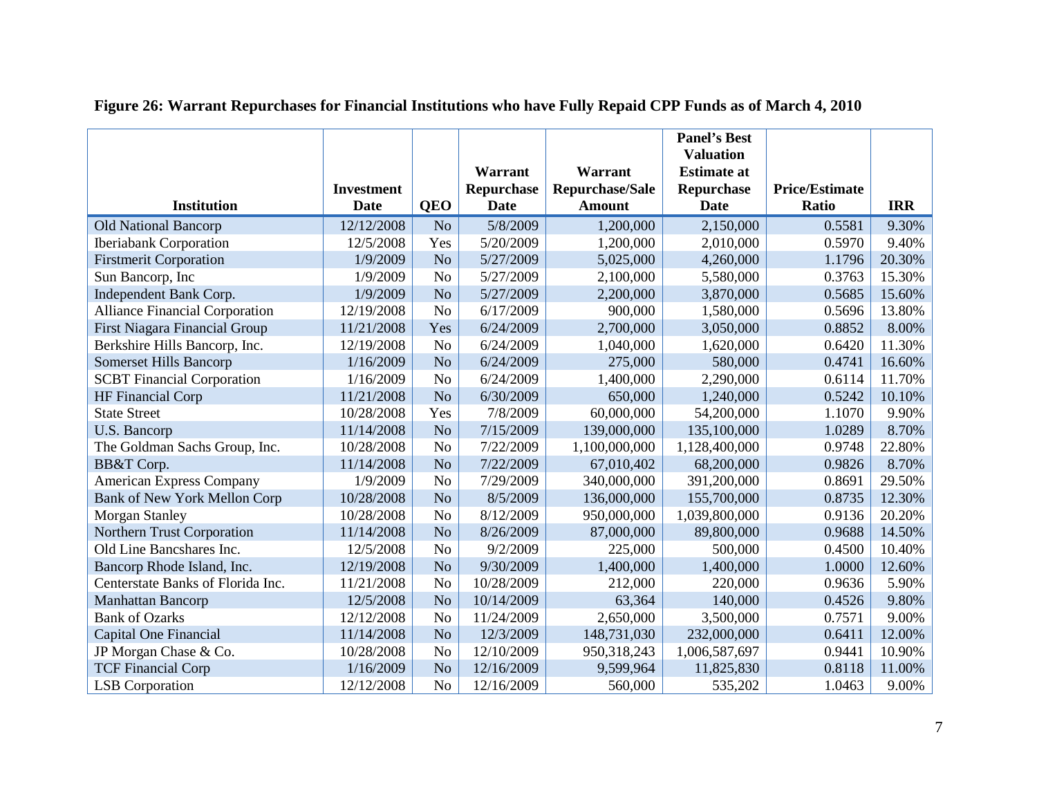**Figure 26: Warrant Repurchases for Financial Institutions who have Fully Repaid CPP Funds as of March 4, 2010**

| Institution | Investment Date | QEO | Warrant Repurchase Date | Warrant Repurchase/Sale Amount | Panel's Best Valuation Estimate at Repurchase Date | Price/Estimate Ratio | IRR |
|---|---|---|---|---|---|---|---|
| Old National Bancorp | 12/12/2008 | No | 5/8/2009 | 1,200,000 | 2,150,000 | 0.5581 | 9.30% |
| Iberiabank Corporation | 12/5/2008 | Yes | 5/20/2009 | 1,200,000 | 2,010,000 | 0.5970 | 9.40% |
| Firstmerit Corporation | 1/9/2009 | No | 5/27/2009 | 5,025,000 | 4,260,000 | 1.1796 | 20.30% |
| Sun Bancorp, Inc | 1/9/2009 | No | 5/27/2009 | 2,100,000 | 5,580,000 | 0.3763 | 15.30% |
| Independent Bank Corp. | 1/9/2009 | No | 5/27/2009 | 2,200,000 | 3,870,000 | 0.5685 | 15.60% |
| Alliance Financial Corporation | 12/19/2008 | No | 6/17/2009 | 900,000 | 1,580,000 | 0.5696 | 13.80% |
| First Niagara Financial Group | 11/21/2008 | Yes | 6/24/2009 | 2,700,000 | 3,050,000 | 0.8852 | 8.00% |
| Berkshire Hills Bancorp, Inc. | 12/19/2008 | No | 6/24/2009 | 1,040,000 | 1,620,000 | 0.6420 | 11.30% |
| Somerset Hills Bancorp | 1/16/2009 | No | 6/24/2009 | 275,000 | 580,000 | 0.4741 | 16.60% |
| SCBT Financial Corporation | 1/16/2009 | No | 6/24/2009 | 1,400,000 | 2,290,000 | 0.6114 | 11.70% |
| HF Financial Corp | 11/21/2008 | No | 6/30/2009 | 650,000 | 1,240,000 | 0.5242 | 10.10% |
| State Street | 10/28/2008 | Yes | 7/8/2009 | 60,000,000 | 54,200,000 | 1.1070 | 9.90% |
| U.S. Bancorp | 11/14/2008 | No | 7/15/2009 | 139,000,000 | 135,100,000 | 1.0289 | 8.70% |
| The Goldman Sachs Group, Inc. | 10/28/2008 | No | 7/22/2009 | 1,100,000,000 | 1,128,400,000 | 0.9748 | 22.80% |
| BB&T Corp. | 11/14/2008 | No | 7/22/2009 | 67,010,402 | 68,200,000 | 0.9826 | 8.70% |
| American Express Company | 1/9/2009 | No | 7/29/2009 | 340,000,000 | 391,200,000 | 0.8691 | 29.50% |
| Bank of New York Mellon Corp | 10/28/2008 | No | 8/5/2009 | 136,000,000 | 155,700,000 | 0.8735 | 12.30% |
| Morgan Stanley | 10/28/2008 | No | 8/12/2009 | 950,000,000 | 1,039,800,000 | 0.9136 | 20.20% |
| Northern Trust Corporation | 11/14/2008 | No | 8/26/2009 | 87,000,000 | 89,800,000 | 0.9688 | 14.50% |
| Old Line Bancshares Inc. | 12/5/2008 | No | 9/2/2009 | 225,000 | 500,000 | 0.4500 | 10.40% |
| Bancorp Rhode Island, Inc. | 12/19/2008 | No | 9/30/2009 | 1,400,000 | 1,400,000 | 1.0000 | 12.60% |
| Centerstate Banks of Florida Inc. | 11/21/2008 | No | 10/28/2009 | 212,000 | 220,000 | 0.9636 | 5.90% |
| Manhattan Bancorp | 12/5/2008 | No | 10/14/2009 | 63,364 | 140,000 | 0.4526 | 9.80% |
| Bank of Ozarks | 12/12/2008 | No | 11/24/2009 | 2,650,000 | 3,500,000 | 0.7571 | 9.00% |
| Capital One Financial | 11/14/2008 | No | 12/3/2009 | 148,731,030 | 232,000,000 | 0.6411 | 12.00% |
| JP Morgan Chase & Co. | 10/28/2008 | No | 12/10/2009 | 950,318,243 | 1,006,587,697 | 0.9441 | 10.90% |
| TCF Financial Corp | 1/16/2009 | No | 12/16/2009 | 9,599,964 | 11,825,830 | 0.8118 | 11.00% |
| LSB Corporation | 12/12/2008 | No | 12/16/2009 | 560,000 | 535,202 | 1.0463 | 9.00% |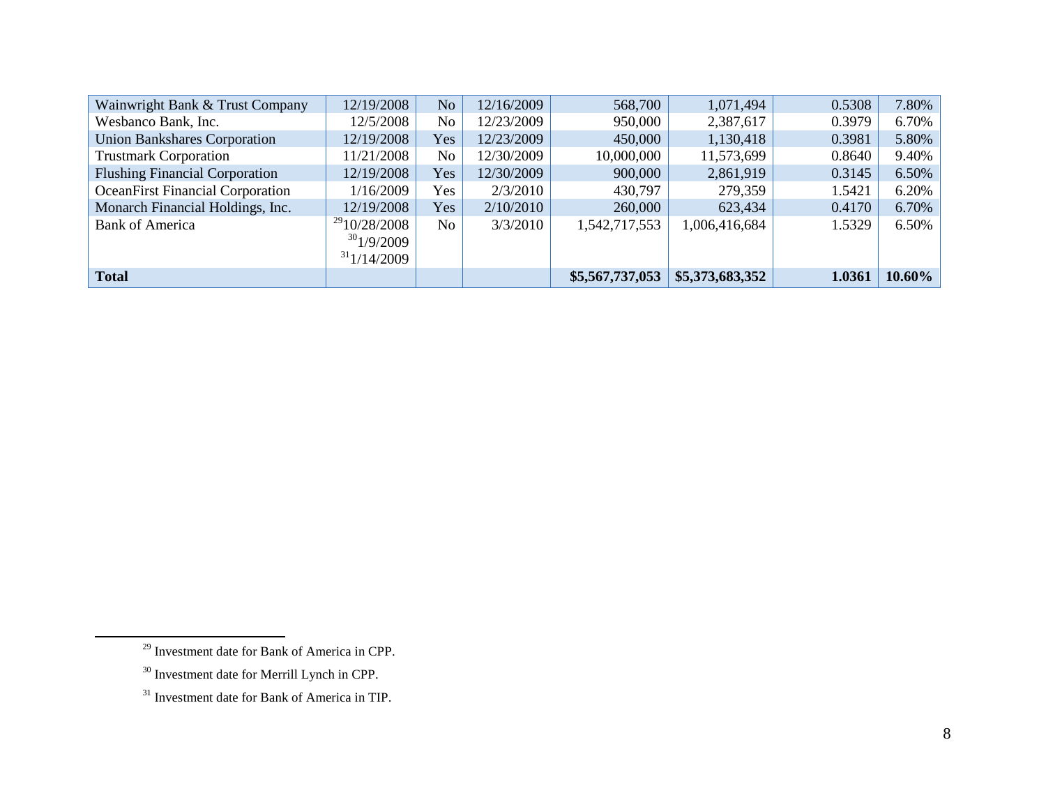| | | | | | | | |
|---|---|---|---|---|---|---|---|
| Wainwright Bank & Trust Company | 12/19/2008 | No | 12/16/2009 | 568,700 | 1,071,494 | 0.5308 | 7.80% |
| Wesbanco Bank, Inc. | 12/5/2008 | No | 12/23/2009 | 950,000 | 2,387,617 | 0.3979 | 6.70% |
| Union Bankshares Corporation | 12/19/2008 | Yes | 12/23/2009 | 450,000 | 1,130,418 | 0.3981 | 5.80% |
| Trustmark Corporation | 11/21/2008 | No | 12/30/2009 | 10,000,000 | 11,573,699 | 0.8640 | 9.40% |
| Flushing Financial Corporation | 12/19/2008 | Yes | 12/30/2009 | 900,000 | 2,861,919 | 0.3145 | 6.50% |
| OceanFirst Financial Corporation | 1/16/2009 | Yes | 2/3/2010 | 430,797 | 279,359 | 1.5421 | 6.20% |
| Monarch Financial Holdings, Inc. | 12/19/2008 | Yes | 2/10/2010 | 260,000 | 623,434 | 0.4170 | 6.70% |
| Bank of America | [29]10/28/2008 [30]1/9/2009 [31]1/14/2009 | No | 3/3/2010 | 1,542,717,553 | 1,006,416,684 | 1.5329 | 6.50% |
| **Total** | | | | **$5,567,737,053** | **$5,373,683,352** | **1.0361** | **10.60%** |

[29] Investment date for Bank of America in CPP.

[30] Investment date for Merrill Lynch in CPP.

[31] Investment date for Bank of America in TIP.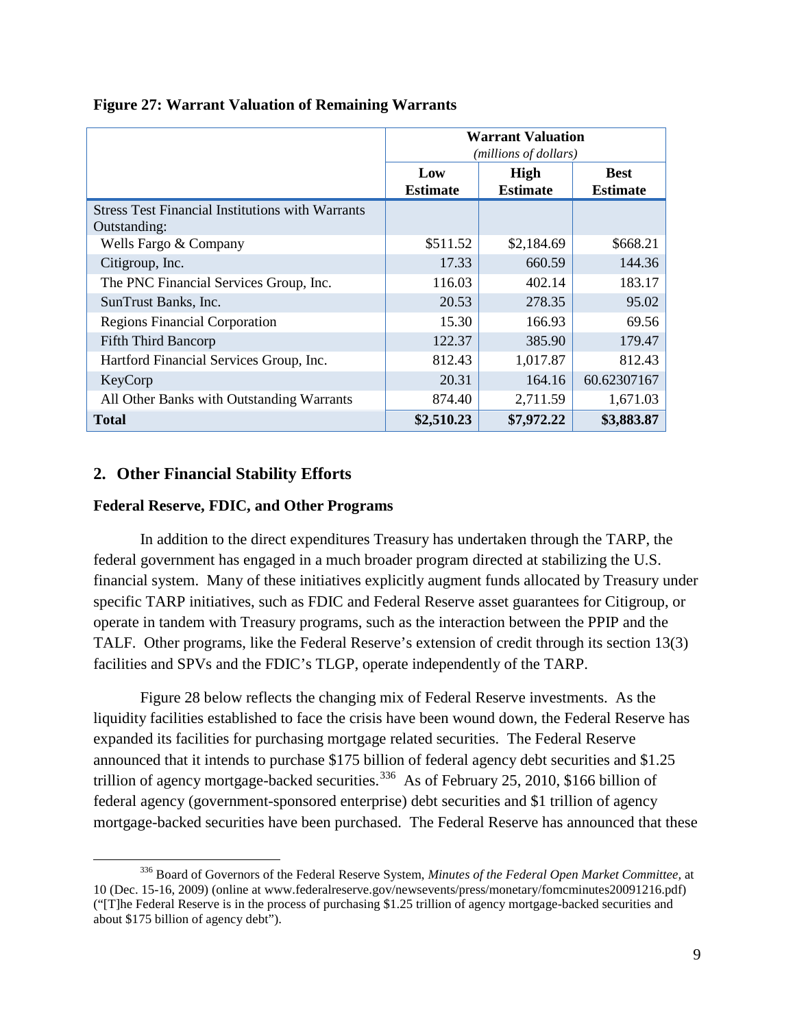**Figure 27: Warrant Valuation of Remaining Warrants**

| | Warrant Valuation *(millions of dollars)* | | |
|---|---|---|---|
| | **Low Estimate** | **High Estimate** | **Best Estimate** |
| Stress Test Financial Institutions with Warrants Outstanding: | | | |
| Wells Fargo & Company | $511.52 | $2,184.69 | $668.21 |
| Citigroup, Inc. | 17.33 | 660.59 | 144.36 |
| The PNC Financial Services Group, Inc. | 116.03 | 402.14 | 183.17 |
| SunTrust Banks, Inc. | 20.53 | 278.35 | 95.02 |
| Regions Financial Corporation | 15.30 | 166.93 | 69.56 |
| Fifth Third Bancorp | 122.37 | 385.90 | 179.47 |
| Hartford Financial Services Group, Inc. | 812.43 | 1,017.87 | 812.43 |
| KeyCorp | 20.31 | 164.16 | 60.62307167 |
| All Other Banks with Outstanding Warrants | 874.40 | 2,711.59 | 1,671.03 |
| **Total** | **$2,510.23** | **$7,972.22** | **$3,883.87** |

## 2. Other Financial Stability Efforts

### Federal Reserve, FDIC, and Other Programs

In addition to the direct expenditures Treasury has undertaken through the TARP, the federal government has engaged in a much broader program directed at stabilizing the U.S. financial system. Many of these initiatives explicitly augment funds allocated by Treasury under specific TARP initiatives, such as FDIC and Federal Reserve asset guarantees for Citigroup, or operate in tandem with Treasury programs, such as the interaction between the PPIP and the TALF. Other programs, like the Federal Reserve's extension of credit through its section 13(3) facilities and SPVs and the FDIC's TLGP, operate independently of the TARP.

Figure 28 below reflects the changing mix of Federal Reserve investments. As the liquidity facilities established to face the crisis have been wound down, the Federal Reserve has expanded its facilities for purchasing mortgage related securities. The Federal Reserve announced that it intends to purchase $175 billion of federal agency debt securities and $1.25 trillion of agency mortgage-backed securities.[336] As of February 25, 2010, $166 billion of federal agency (government-sponsored enterprise) debt securities and $1 trillion of agency mortgage-backed securities have been purchased. The Federal Reserve has announced that these

[336] Board of Governors of the Federal Reserve System, *Minutes of the Federal Open Market Committee*, at 10 (Dec. 15-16, 2009) (online at www.federalreserve.gov/newsevents/press/monetary/fomcminutes20091216.pdf) ("[T]he Federal Reserve is in the process of purchasing $1.25 trillion of agency mortgage-backed securities and about $175 billion of agency debt").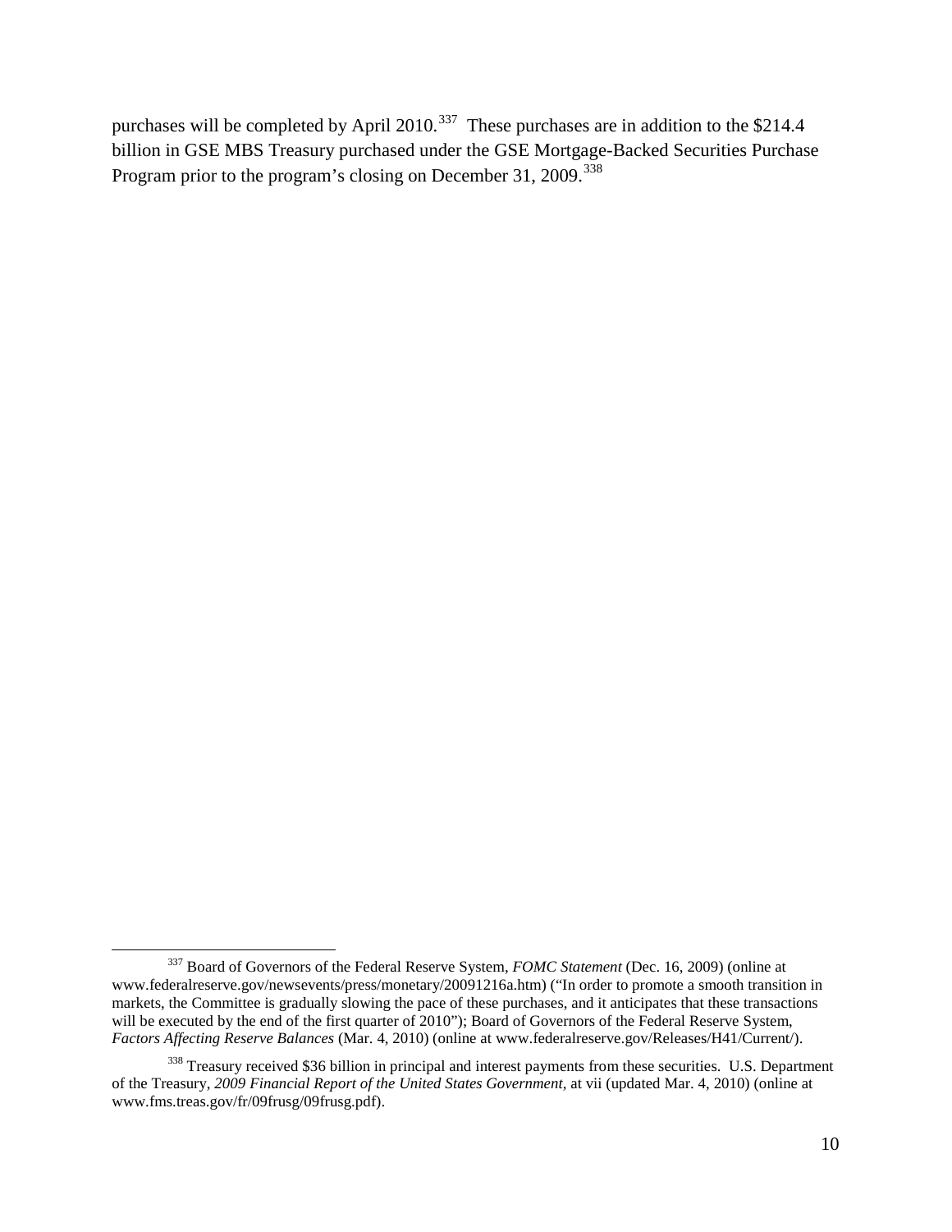purchases will be completed by April 2010.[337] These purchases are in addition to the $214.4 billion in GSE MBS Treasury purchased under the GSE Mortgage-Backed Securities Purchase Program prior to the program's closing on December 31, 2009.[338]

---

[337] Board of Governors of the Federal Reserve System, *FOMC Statement* (Dec. 16, 2009) (online at www.federalreserve.gov/newsevents/press/monetary/20091216a.htm) ("In order to promote a smooth transition in markets, the Committee is gradually slowing the pace of these purchases, and it anticipates that these transactions will be executed by the end of the first quarter of 2010"); Board of Governors of the Federal Reserve System, *Factors Affecting Reserve Balances* (Mar. 4, 2010) (online at www.federalreserve.gov/Releases/H41/Current/).

[338] Treasury received $36 billion in principal and interest payments from these securities. U.S. Department of the Treasury, *2009 Financial Report of the United States Government*, at vii (updated Mar. 4, 2010) (online at www.fms.treas.gov/fr/09frusg/09frusg.pdf).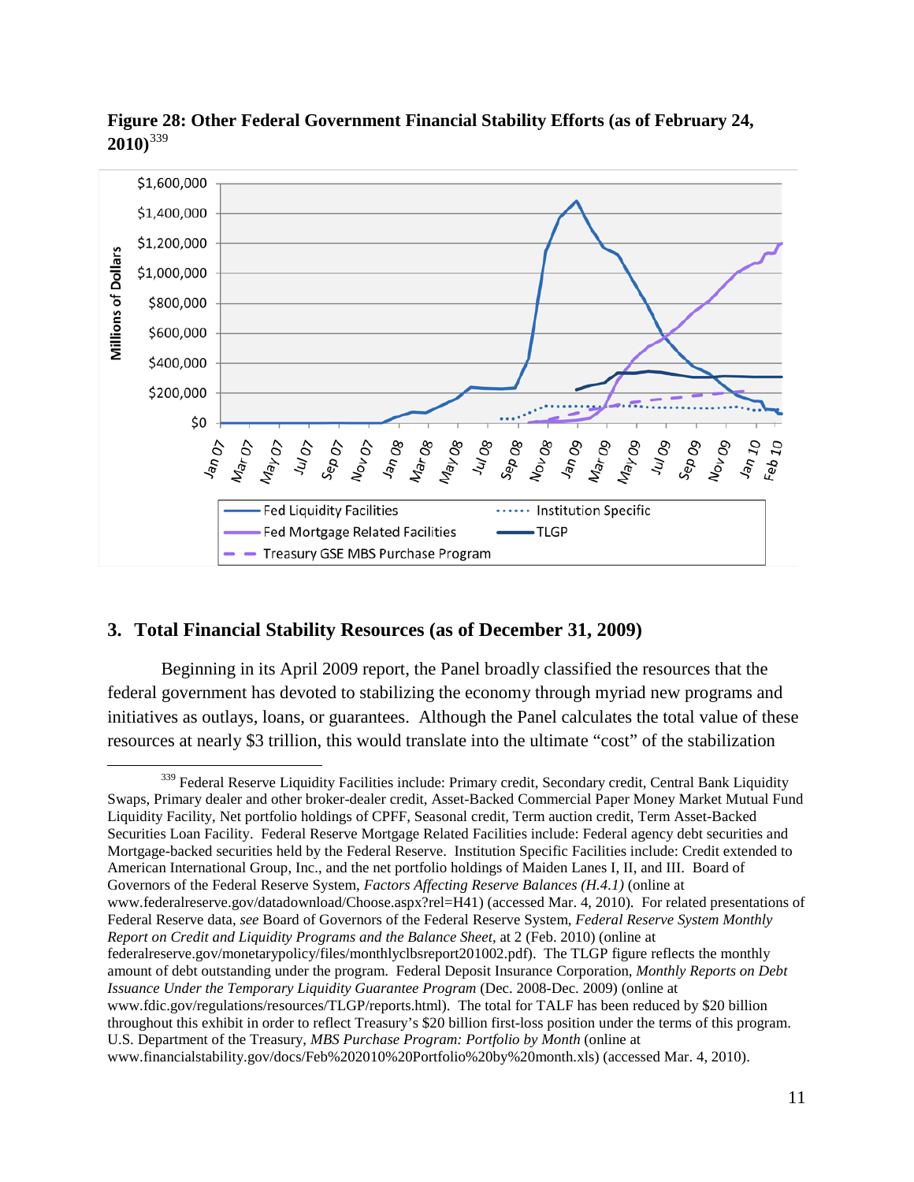**Figure 28: Other Federal Government Financial Stability Efforts (as of February 24, 2010)**[339]

## 3. Total Financial Stability Resources (as of December 31, 2009)

Beginning in its April 2009 report, the Panel broadly classified the resources that the federal government has devoted to stabilizing the economy through myriad new programs and initiatives as outlays, loans, or guarantees. Although the Panel calculates the total value of these resources at nearly $3 trillion, this would translate into the ultimate "cost" of the stabilization

---

[339] Federal Reserve Liquidity Facilities include: Primary credit, Secondary credit, Central Bank Liquidity Swaps, Primary dealer and other broker-dealer credit, Asset-Backed Commercial Paper Money Market Mutual Fund Liquidity Facility, Net portfolio holdings of CPFF, Seasonal credit, Term auction credit, Term Asset-Backed Securities Loan Facility. Federal Reserve Mortgage Related Facilities include: Federal agency debt securities and Mortgage-backed securities held by the Federal Reserve. Institution Specific Facilities include: Credit extended to American International Group, Inc., and the net portfolio holdings of Maiden Lanes I, II, and III. Board of Governors of the Federal Reserve System, *Factors Affecting Reserve Balances (H.4.1)* (online at www.federalreserve.gov/datadownload/Choose.aspx?rel=H41) (accessed Mar. 4, 2010). For related presentations of Federal Reserve data, *see* Board of Governors of the Federal Reserve System, *Federal Reserve System Monthly Report on Credit and Liquidity Programs and the Balance Sheet*, at 2 (Feb. 2010) (online at federalreserve.gov/monetarypolicy/files/monthlyclbsreport201002.pdf). The TLGP figure reflects the monthly amount of debt outstanding under the program. Federal Deposit Insurance Corporation, *Monthly Reports on Debt Issuance Under the Temporary Liquidity Guarantee Program* (Dec. 2008-Dec. 2009) (online at www.fdic.gov/regulations/resources/TLGP/reports.html). The total for TALF has been reduced by $20 billion throughout this exhibit in order to reflect Treasury's $20 billion first-loss position under the terms of this program. U.S. Department of the Treasury, *MBS Purchase Program: Portfolio by Month* (online at www.financialstability.gov/docs/Feb%202010%20Portfolio%20by%20month.xls) (accessed Mar. 4, 2010).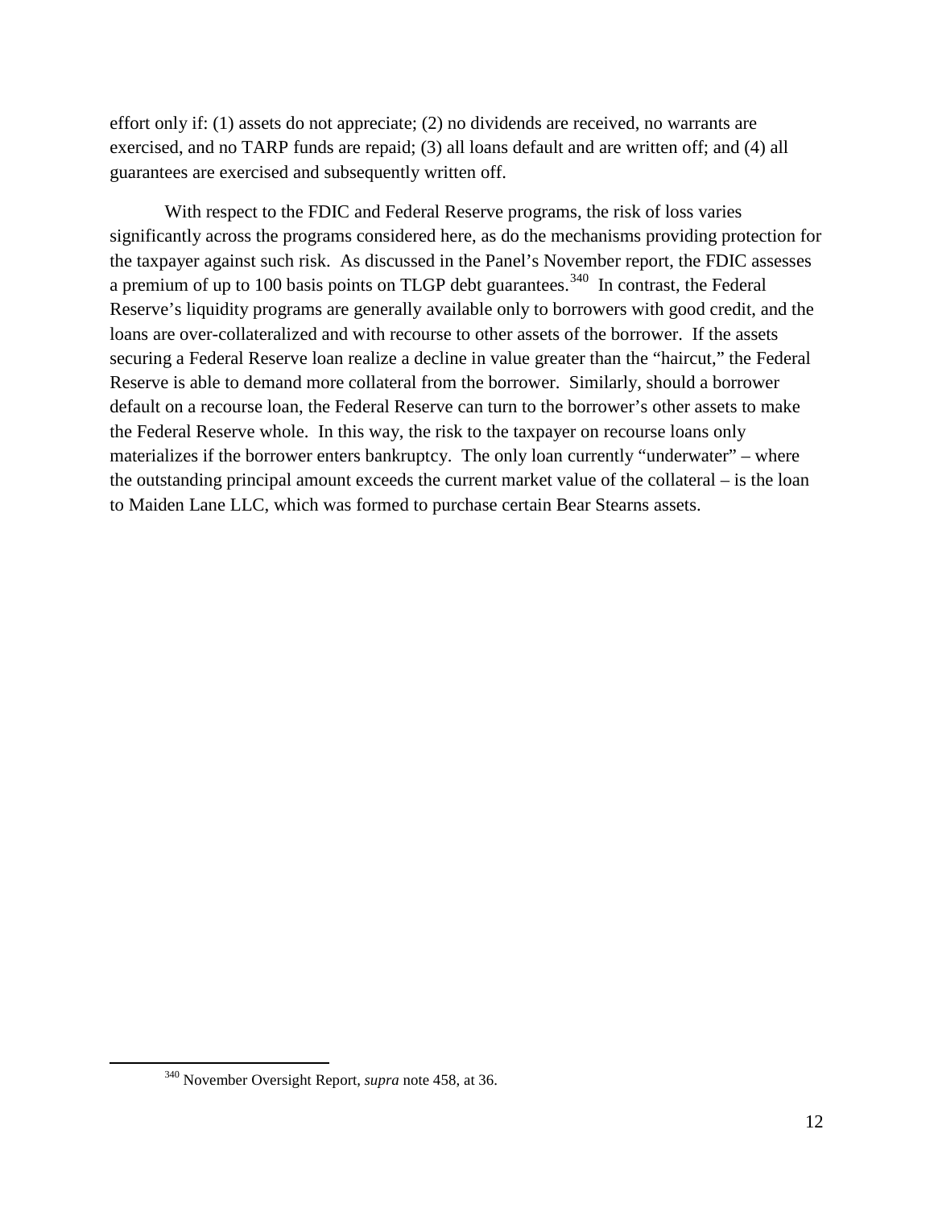effort only if: (1) assets do not appreciate; (2) no dividends are received, no warrants are exercised, and no TARP funds are repaid; (3) all loans default and are written off; and (4) all guarantees are exercised and subsequently written off.

With respect to the FDIC and Federal Reserve programs, the risk of loss varies significantly across the programs considered here, as do the mechanisms providing protection for the taxpayer against such risk. As discussed in the Panel's November report, the FDIC assesses a premium of up to 100 basis points on TLGP debt guarantees.[340] In contrast, the Federal Reserve's liquidity programs are generally available only to borrowers with good credit, and the loans are over-collateralized and with recourse to other assets of the borrower. If the assets securing a Federal Reserve loan realize a decline in value greater than the "haircut," the Federal Reserve is able to demand more collateral from the borrower. Similarly, should a borrower default on a recourse loan, the Federal Reserve can turn to the borrower's other assets to make the Federal Reserve whole. In this way, the risk to the taxpayer on recourse loans only materializes if the borrower enters bankruptcy. The only loan currently "underwater" – where the outstanding principal amount exceeds the current market value of the collateral – is the loan to Maiden Lane LLC, which was formed to purchase certain Bear Stearns assets.

[340] November Oversight Report, *supra* note 458, at 36.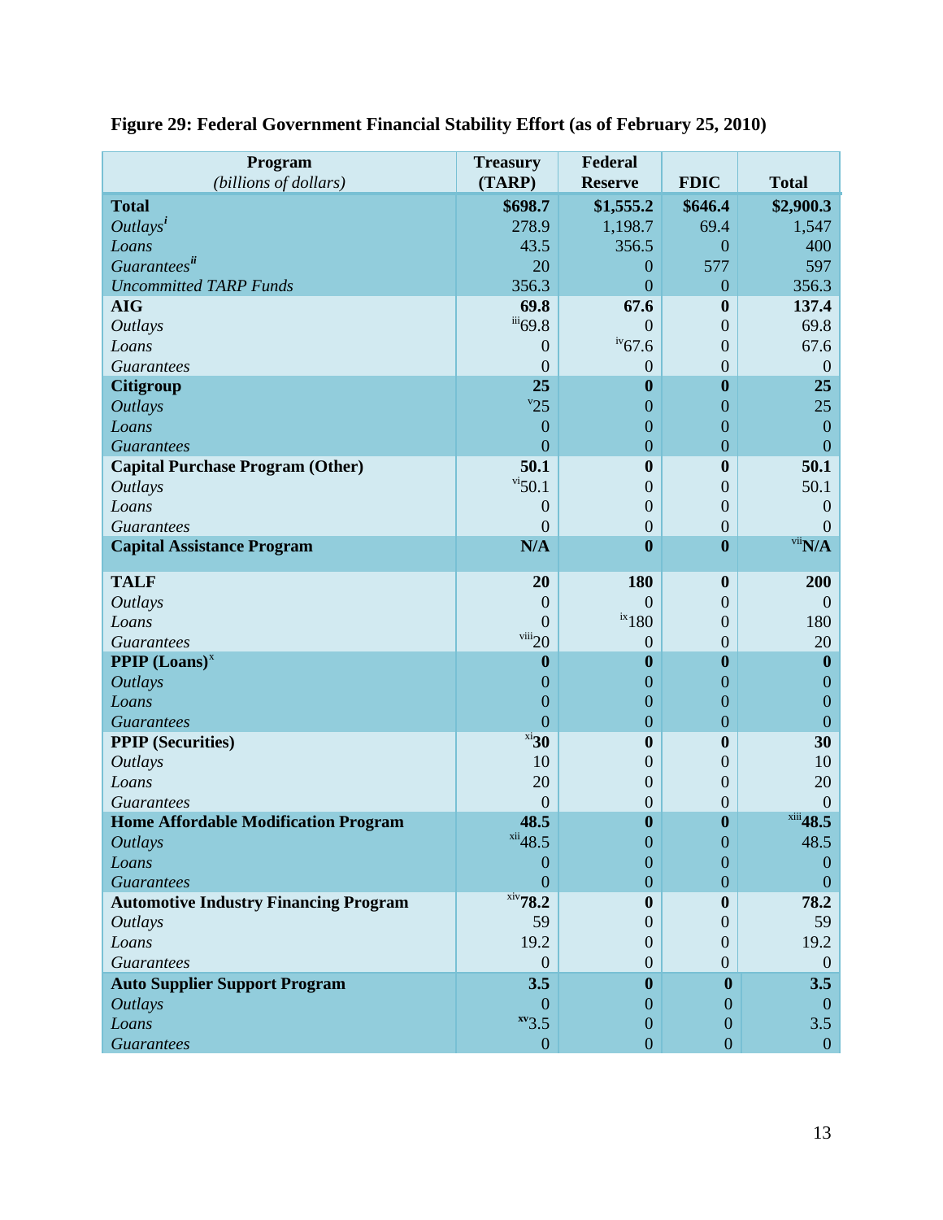**Figure 29: Federal Government Financial Stability Effort (as of February 25, 2010)**

| Program *(billions of dollars)* | Treasury (TARP) | Federal Reserve | FDIC | Total |
|---|---|---|---|---|
| **Total** | **$698.7** | **$1,555.2** | **$646.4** | **$2,900.3** |
| *Outlays*[i] | 278.9 | 1,198.7 | 69.4 | 1,547 |
| *Loans* | 43.5 | 356.5 | 0 | 400 |
| *Guarantees*[ii] | 20 | 0 | 577 | 597 |
| *Uncommitted TARP Funds* | 356.3 | 0 | 0 | 356.3 |
| **AIG** | **69.8** | **67.6** | **0** | **137.4** |
| *Outlays* | [iii]69.8 | 0 | 0 | 69.8 |
| *Loans* | 0 | [iv]67.6 | 0 | 67.6 |
| *Guarantees* | 0 | 0 | 0 | 0 |
| **Citigroup** | **25** | **0** | **0** | **25** |
| *Outlays* | [v]25 | 0 | 0 | 25 |
| *Loans* | 0 | 0 | 0 | 0 |
| *Guarantees* | 0 | 0 | 0 | 0 |
| **Capital Purchase Program (Other)** | **50.1** | **0** | **0** | **50.1** |
| *Outlays* | [vi]50.1 | 0 | 0 | 50.1 |
| *Loans* | 0 | 0 | 0 | 0 |
| *Guarantees* | 0 | 0 | 0 | 0 |
| **Capital Assistance Program** | **N/A** | **0** | **0** | [vii]**N/A** |
| **TALF** | **20** | **180** | **0** | **200** |
| *Outlays* | 0 | 0 | 0 | 0 |
| *Loans* | 0 | [ix]180 | 0 | 180 |
| *Guarantees* | [viii]20 | 0 | 0 | 20 |
| **PPIP (Loans)**[x] | **0** | **0** | **0** | **0** |
| *Outlays* | 0 | 0 | 0 | 0 |
| *Loans* | 0 | 0 | 0 | 0 |
| *Guarantees* | 0 | 0 | 0 | 0 |
| **PPIP (Securities)** | [xi]**30** | **0** | **0** | **30** |
| *Outlays* | 10 | 0 | 0 | 10 |
| *Loans* | 20 | 0 | 0 | 20 |
| *Guarantees* | 0 | 0 | 0 | 0 |
| **Home Affordable Modification Program** | **48.5** | **0** | **0** | [xiii]**48.5** |
| *Outlays* | [xii]48.5 | 0 | 0 | 48.5 |
| *Loans* | 0 | 0 | 0 | 0 |
| *Guarantees* | 0 | 0 | 0 | 0 |
| **Automotive Industry Financing Program** | [xiv]**78.2** | **0** | **0** | **78.2** |
| *Outlays* | 59 | 0 | 0 | 59 |
| *Loans* | 19.2 | 0 | 0 | 19.2 |
| *Guarantees* | 0 | 0 | 0 | 0 |
| **Auto Supplier Support Program** | **3.5** | **0** | **0** | **3.5** |
| *Outlays* | 0 | 0 | 0 | 0 |
| *Loans* | [xv]3.5 | 0 | 0 | 3.5 |
| *Guarantees* | 0 | 0 | 0 | 0 |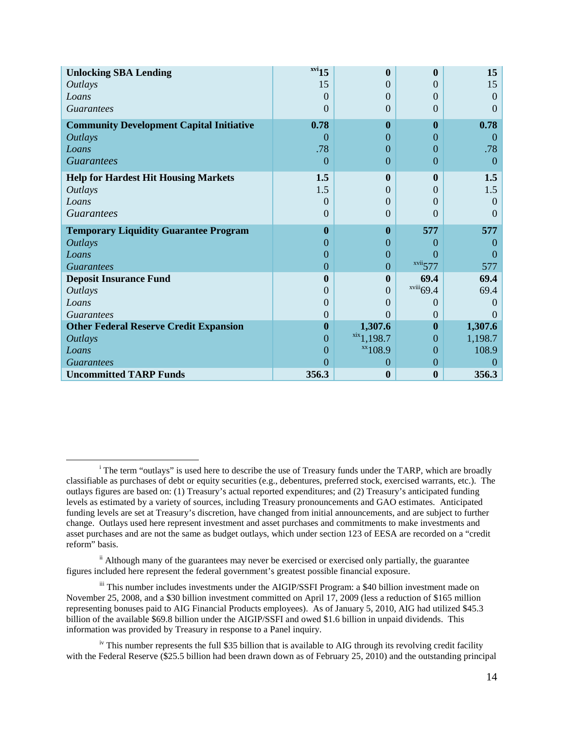| **Unlocking SBA Lending** | [xvi]**15** | **0** | **0** | **15** |
|---|---|---|---|---|
| *Outlays* | 15 | 0 | 0 | 15 |
| *Loans* | 0 | 0 | 0 | 0 |
| *Guarantees* | 0 | 0 | 0 | 0 |
| **Community Development Capital Initiative** | **0.78** | **0** | **0** | **0.78** |
| *Outlays* | 0 | 0 | 0 | 0 |
| *Loans* | .78 | 0 | 0 | .78 |
| *Guarantees* | 0 | 0 | 0 | 0 |
| **Help for Hardest Hit Housing Markets** | **1.5** | **0** | **0** | **1.5** |
| *Outlays* | 1.5 | 0 | 0 | 1.5 |
| *Loans* | 0 | 0 | 0 | 0 |
| *Guarantees* | 0 | 0 | 0 | 0 |
| **Temporary Liquidity Guarantee Program** | **0** | **0** | **577** | **577** |
| *Outlays* | 0 | 0 | 0 | 0 |
| *Loans* | 0 | 0 | 0 | 0 |
| *Guarantees* | 0 | 0 | [xvii]577 | 577 |
| **Deposit Insurance Fund** | **0** | **0** | **69.4** | **69.4** |
| *Outlays* | 0 | 0 | [xviii]69.4 | 69.4 |
| *Loans* | 0 | 0 | 0 | 0 |
| *Guarantees* | 0 | 0 | 0 | 0 |
| **Other Federal Reserve Credit Expansion** | **0** | **1,307.6** | **0** | **1,307.6** |
| *Outlays* | 0 | [xix]1,198.7 | 0 | 1,198.7 |
| *Loans* | 0 | [xx]108.9 | 0 | 108.9 |
| *Guarantees* | 0 | 0 | 0 | 0 |
| **Uncommitted TARP Funds** | **356.3** | **0** | **0** | **356.3** |

[i] The term "outlays" is used here to describe the use of Treasury funds under the TARP, which are broadly classifiable as purchases of debt or equity securities (e.g., debentures, preferred stock, exercised warrants, etc.). The outlays figures are based on: (1) Treasury's actual reported expenditures; and (2) Treasury's anticipated funding levels as estimated by a variety of sources, including Treasury pronouncements and GAO estimates. Anticipated funding levels are set at Treasury's discretion, have changed from initial announcements, and are subject to further change. Outlays used here represent investment and asset purchases and commitments to make investments and asset purchases and are not the same as budget outlays, which under section 123 of EESA are recorded on a "credit reform" basis.

[ii] Although many of the guarantees may never be exercised or exercised only partially, the guarantee figures included here represent the federal government's greatest possible financial exposure.

[iii] This number includes investments under the AIGIP/SSFI Program: a $40 billion investment made on November 25, 2008, and a $30 billion investment committed on April 17, 2009 (less a reduction of $165 million representing bonuses paid to AIG Financial Products employees). As of January 5, 2010, AIG had utilized $45.3 billion of the available $69.8 billion under the AIGIP/SSFI and owed $1.6 billion in unpaid dividends. This information was provided by Treasury in response to a Panel inquiry.

[iv] This number represents the full $35 billion that is available to AIG through its revolving credit facility with the Federal Reserve ($25.5 billion had been drawn down as of February 25, 2010) and the outstanding principal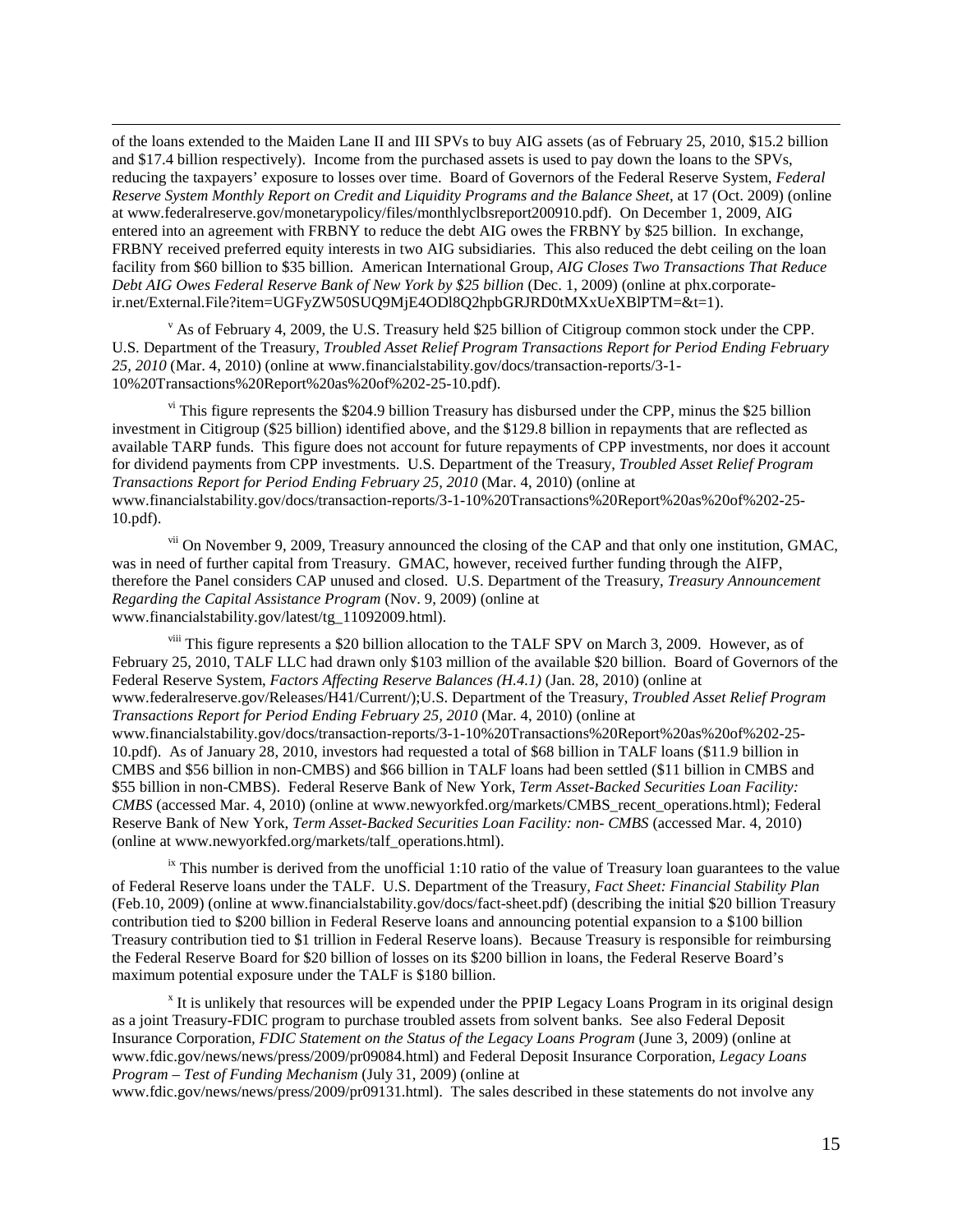of the loans extended to the Maiden Lane II and III SPVs to buy AIG assets (as of February 25, 2010, $15.2 billion and $17.4 billion respectively). Income from the purchased assets is used to pay down the loans to the SPVs, reducing the taxpayers' exposure to losses over time. Board of Governors of the Federal Reserve System, *Federal Reserve System Monthly Report on Credit and Liquidity Programs and the Balance Sheet*, at 17 (Oct. 2009) (online at www.federalreserve.gov/monetarypolicy/files/monthlyclbsreport200910.pdf). On December 1, 2009, AIG entered into an agreement with FRBNY to reduce the debt AIG owes the FRBNY by $25 billion. In exchange, FRBNY received preferred equity interests in two AIG subsidiaries. This also reduced the debt ceiling on the loan facility from $60 billion to $35 billion. American International Group, *AIG Closes Two Transactions That Reduce Debt AIG Owes Federal Reserve Bank of New York by $25 billion* (Dec. 1, 2009) (online at phx.corporate-ir.net/External.File?item=UGFyZW50SUQ9MjE4ODl8Q2hpbGRJRD0tMXxUeXBlPTM=&t=1).

[v] As of February 4, 2009, the U.S. Treasury held $25 billion of Citigroup common stock under the CPP. U.S. Department of the Treasury, *Troubled Asset Relief Program Transactions Report for Period Ending February 25, 2010* (Mar. 4, 2010) (online at www.financialstability.gov/docs/transaction-reports/3-1-10%20Transactions%20Report%20as%20of%202-25-10.pdf).

[vi] This figure represents the $204.9 billion Treasury has disbursed under the CPP, minus the $25 billion investment in Citigroup ($25 billion) identified above, and the $129.8 billion in repayments that are reflected as available TARP funds. This figure does not account for future repayments of CPP investments, nor does it account for dividend payments from CPP investments. U.S. Department of the Treasury, *Troubled Asset Relief Program Transactions Report for Period Ending February 25, 2010* (Mar. 4, 2010) (online at www.financialstability.gov/docs/transaction-reports/3-1-10%20Transactions%20Report%20as%20of%202-25-10.pdf).

[vii] On November 9, 2009, Treasury announced the closing of the CAP and that only one institution, GMAC, was in need of further capital from Treasury. GMAC, however, received further funding through the AIFP, therefore the Panel considers CAP unused and closed. U.S. Department of the Treasury, *Treasury Announcement Regarding the Capital Assistance Program* (Nov. 9, 2009) (online at www.financialstability.gov/latest/tg_11092009.html).

[viii] This figure represents a $20 billion allocation to the TALF SPV on March 3, 2009. However, as of February 25, 2010, TALF LLC had drawn only $103 million of the available $20 billion. Board of Governors of the Federal Reserve System, *Factors Affecting Reserve Balances (H.4.1)* (Jan. 28, 2010) (online at www.federalreserve.gov/Releases/H41/Current/);U.S. Department of the Treasury, *Troubled Asset Relief Program Transactions Report for Period Ending February 25, 2010* (Mar. 4, 2010) (online at www.financialstability.gov/docs/transaction-reports/3-1-10%20Transactions%20Report%20as%20of%202-25-10.pdf). As of January 28, 2010, investors had requested a total of $68 billion in TALF loans ($11.9 billion in CMBS and $56 billion in non-CMBS) and $66 billion in TALF loans had been settled ($11 billion in CMBS and $55 billion in non-CMBS). Federal Reserve Bank of New York, *Term Asset-Backed Securities Loan Facility: CMBS* (accessed Mar. 4, 2010) (online at www.newyorkfed.org/markets/CMBS_recent_operations.html); Federal Reserve Bank of New York, *Term Asset-Backed Securities Loan Facility: non- CMBS* (accessed Mar. 4, 2010) (online at www.newyorkfed.org/markets/talf_operations.html).

[ix] This number is derived from the unofficial 1:10 ratio of the value of Treasury loan guarantees to the value of Federal Reserve loans under the TALF. U.S. Department of the Treasury, *Fact Sheet: Financial Stability Plan* (Feb.10, 2009) (online at www.financialstability.gov/docs/fact-sheet.pdf) (describing the initial $20 billion Treasury contribution tied to $200 billion in Federal Reserve loans and announcing potential expansion to a $100 billion Treasury contribution tied to $1 trillion in Federal Reserve loans). Because Treasury is responsible for reimbursing the Federal Reserve Board for $20 billion of losses on its $200 billion in loans, the Federal Reserve Board's maximum potential exposure under the TALF is $180 billion.

[x] It is unlikely that resources will be expended under the PPIP Legacy Loans Program in its original design as a joint Treasury-FDIC program to purchase troubled assets from solvent banks. See also Federal Deposit Insurance Corporation, *FDIC Statement on the Status of the Legacy Loans Program* (June 3, 2009) (online at www.fdic.gov/news/news/press/2009/pr09084.html) and Federal Deposit Insurance Corporation, *Legacy Loans Program – Test of Funding Mechanism* (July 31, 2009) (online at www.fdic.gov/news/news/press/2009/pr09131.html). The sales described in these statements do not involve any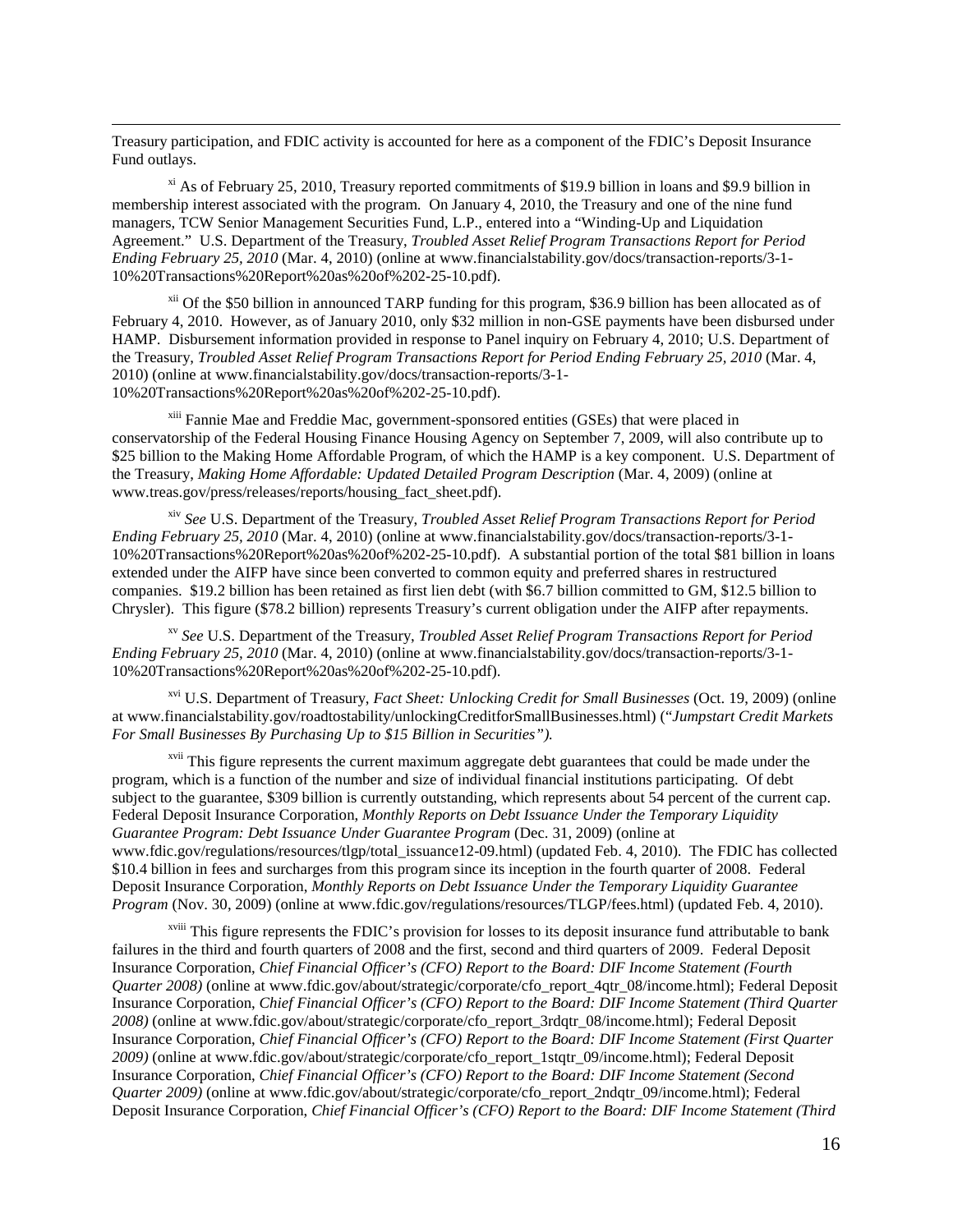Treasury participation, and FDIC activity is accounted for here as a component of the FDIC's Deposit Insurance Fund outlays.

[xi] As of February 25, 2010, Treasury reported commitments of $19.9 billion in loans and $9.9 billion in membership interest associated with the program. On January 4, 2010, the Treasury and one of the nine fund managers, TCW Senior Management Securities Fund, L.P., entered into a "Winding-Up and Liquidation Agreement." U.S. Department of the Treasury, *Troubled Asset Relief Program Transactions Report for Period Ending February 25, 2010* (Mar. 4, 2010) (online at www.financialstability.gov/docs/transaction-reports/3-1-10%20Transactions%20Report%20as%20of%202-25-10.pdf).

[xii] Of the $50 billion in announced TARP funding for this program, $36.9 billion has been allocated as of February 4, 2010. However, as of January 2010, only $32 million in non-GSE payments have been disbursed under HAMP. Disbursement information provided in response to Panel inquiry on February 4, 2010; U.S. Department of the Treasury, *Troubled Asset Relief Program Transactions Report for Period Ending February 25, 2010* (Mar. 4, 2010) (online at www.financialstability.gov/docs/transaction-reports/3-1-10%20Transactions%20Report%20as%20of%202-25-10.pdf).

[xiii] Fannie Mae and Freddie Mac, government-sponsored entities (GSEs) that were placed in conservatorship of the Federal Housing Finance Housing Agency on September 7, 2009, will also contribute up to $25 billion to the Making Home Affordable Program, of which the HAMP is a key component. U.S. Department of the Treasury, *Making Home Affordable: Updated Detailed Program Description* (Mar. 4, 2009) (online at www.treas.gov/press/releases/reports/housing_fact_sheet.pdf).

[xiv] *See* U.S. Department of the Treasury, *Troubled Asset Relief Program Transactions Report for Period Ending February 25, 2010* (Mar. 4, 2010) (online at www.financialstability.gov/docs/transaction-reports/3-1-10%20Transactions%20Report%20as%20of%202-25-10.pdf). A substantial portion of the total $81 billion in loans extended under the AIFP have since been converted to common equity and preferred shares in restructured companies. $19.2 billion has been retained as first lien debt (with $6.7 billion committed to GM, $12.5 billion to Chrysler). This figure ($78.2 billion) represents Treasury's current obligation under the AIFP after repayments.

[xv] *See* U.S. Department of the Treasury, *Troubled Asset Relief Program Transactions Report for Period Ending February 25, 2010* (Mar. 4, 2010) (online at www.financialstability.gov/docs/transaction-reports/3-1-10%20Transactions%20Report%20as%20of%202-25-10.pdf).

[xvi] U.S. Department of Treasury, *Fact Sheet: Unlocking Credit for Small Businesses* (Oct. 19, 2009) (online at www.financialstability.gov/roadtostability/unlockingCreditforSmallBusinesses.html) ("*Jumpstart Credit Markets For Small Businesses By Purchasing Up to $15 Billion in Securities").*

[xvii] This figure represents the current maximum aggregate debt guarantees that could be made under the program, which is a function of the number and size of individual financial institutions participating. Of debt subject to the guarantee, $309 billion is currently outstanding, which represents about 54 percent of the current cap. Federal Deposit Insurance Corporation, *Monthly Reports on Debt Issuance Under the Temporary Liquidity Guarantee Program: Debt Issuance Under Guarantee Program* (Dec. 31, 2009) (online at www.fdic.gov/regulations/resources/tlgp/total_issuance12-09.html) (updated Feb. 4, 2010). The FDIC has collected $10.4 billion in fees and surcharges from this program since its inception in the fourth quarter of 2008. Federal Deposit Insurance Corporation, *Monthly Reports on Debt Issuance Under the Temporary Liquidity Guarantee Program* (Nov. 30, 2009) (online at www.fdic.gov/regulations/resources/TLGP/fees.html) (updated Feb. 4, 2010).

[xviii] This figure represents the FDIC's provision for losses to its deposit insurance fund attributable to bank failures in the third and fourth quarters of 2008 and the first, second and third quarters of 2009. Federal Deposit Insurance Corporation, *Chief Financial Officer's (CFO) Report to the Board: DIF Income Statement (Fourth Quarter 2008)* (online at www.fdic.gov/about/strategic/corporate/cfo_report_4qtr_08/income.html); Federal Deposit Insurance Corporation, *Chief Financial Officer's (CFO) Report to the Board: DIF Income Statement (Third Quarter 2008)* (online at www.fdic.gov/about/strategic/corporate/cfo_report_3rdqtr_08/income.html); Federal Deposit Insurance Corporation, *Chief Financial Officer's (CFO) Report to the Board: DIF Income Statement (First Quarter 2009)* (online at www.fdic.gov/about/strategic/corporate/cfo_report_1stqtr_09/income.html); Federal Deposit Insurance Corporation, *Chief Financial Officer's (CFO) Report to the Board: DIF Income Statement (Second Quarter 2009)* (online at www.fdic.gov/about/strategic/corporate/cfo_report_2ndqtr_09/income.html); Federal Deposit Insurance Corporation, *Chief Financial Officer's (CFO) Report to the Board: DIF Income Statement (Third*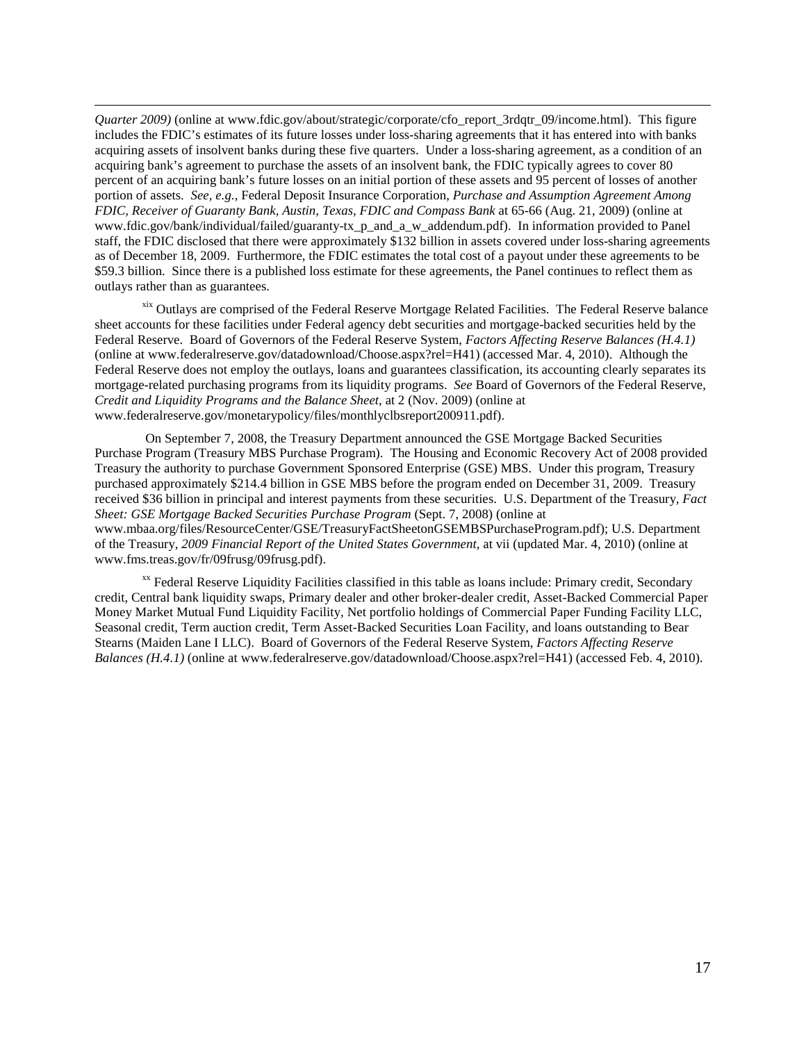*Quarter 2009)* (online at www.fdic.gov/about/strategic/corporate/cfo_report_3rdqtr_09/income.html). This figure includes the FDIC's estimates of its future losses under loss-sharing agreements that it has entered into with banks acquiring assets of insolvent banks during these five quarters. Under a loss-sharing agreement, as a condition of an acquiring bank's agreement to purchase the assets of an insolvent bank, the FDIC typically agrees to cover 80 percent of an acquiring bank's future losses on an initial portion of these assets and 95 percent of losses of another portion of assets. *See, e.g.,* Federal Deposit Insurance Corporation, *Purchase and Assumption Agreement Among FDIC, Receiver of Guaranty Bank, Austin, Texas, FDIC and Compass Bank* at 65-66 (Aug. 21, 2009) (online at www.fdic.gov/bank/individual/failed/guaranty-tx_p_and_a_w_addendum.pdf). In information provided to Panel staff, the FDIC disclosed that there were approximately $132 billion in assets covered under loss-sharing agreements as of December 18, 2009. Furthermore, the FDIC estimates the total cost of a payout under these agreements to be $59.3 billion. Since there is a published loss estimate for these agreements, the Panel continues to reflect them as outlays rather than as guarantees.

[xix] Outlays are comprised of the Federal Reserve Mortgage Related Facilities. The Federal Reserve balance sheet accounts for these facilities under Federal agency debt securities and mortgage-backed securities held by the Federal Reserve. Board of Governors of the Federal Reserve System, *Factors Affecting Reserve Balances (H.4.1)* (online at www.federalreserve.gov/datadownload/Choose.aspx?rel=H41) (accessed Mar. 4, 2010). Although the Federal Reserve does not employ the outlays, loans and guarantees classification, its accounting clearly separates its mortgage-related purchasing programs from its liquidity programs. *See* Board of Governors of the Federal Reserve, *Credit and Liquidity Programs and the Balance Sheet*, at 2 (Nov. 2009) (online at www.federalreserve.gov/monetarypolicy/files/monthlyclbsreport200911.pdf).

On September 7, 2008, the Treasury Department announced the GSE Mortgage Backed Securities Purchase Program (Treasury MBS Purchase Program). The Housing and Economic Recovery Act of 2008 provided Treasury the authority to purchase Government Sponsored Enterprise (GSE) MBS. Under this program, Treasury purchased approximately $214.4 billion in GSE MBS before the program ended on December 31, 2009. Treasury received $36 billion in principal and interest payments from these securities. U.S. Department of the Treasury, *Fact Sheet: GSE Mortgage Backed Securities Purchase Program* (Sept. 7, 2008) (online at www.mbaa.org/files/ResourceCenter/GSE/TreasuryFactSheetonGSEMBSPurchaseProgram.pdf); U.S. Department of the Treasury, *2009 Financial Report of the United States Government*, at vii (updated Mar. 4, 2010) (online at www.fms.treas.gov/fr/09frusg/09frusg.pdf).

[xx] Federal Reserve Liquidity Facilities classified in this table as loans include: Primary credit, Secondary credit, Central bank liquidity swaps, Primary dealer and other broker-dealer credit, Asset-Backed Commercial Paper Money Market Mutual Fund Liquidity Facility, Net portfolio holdings of Commercial Paper Funding Facility LLC, Seasonal credit, Term auction credit, Term Asset-Backed Securities Loan Facility, and loans outstanding to Bear Stearns (Maiden Lane I LLC). Board of Governors of the Federal Reserve System, *Factors Affecting Reserve Balances (H.4.1)* (online at www.federalreserve.gov/datadownload/Choose.aspx?rel=H41) (accessed Feb. 4, 2010).